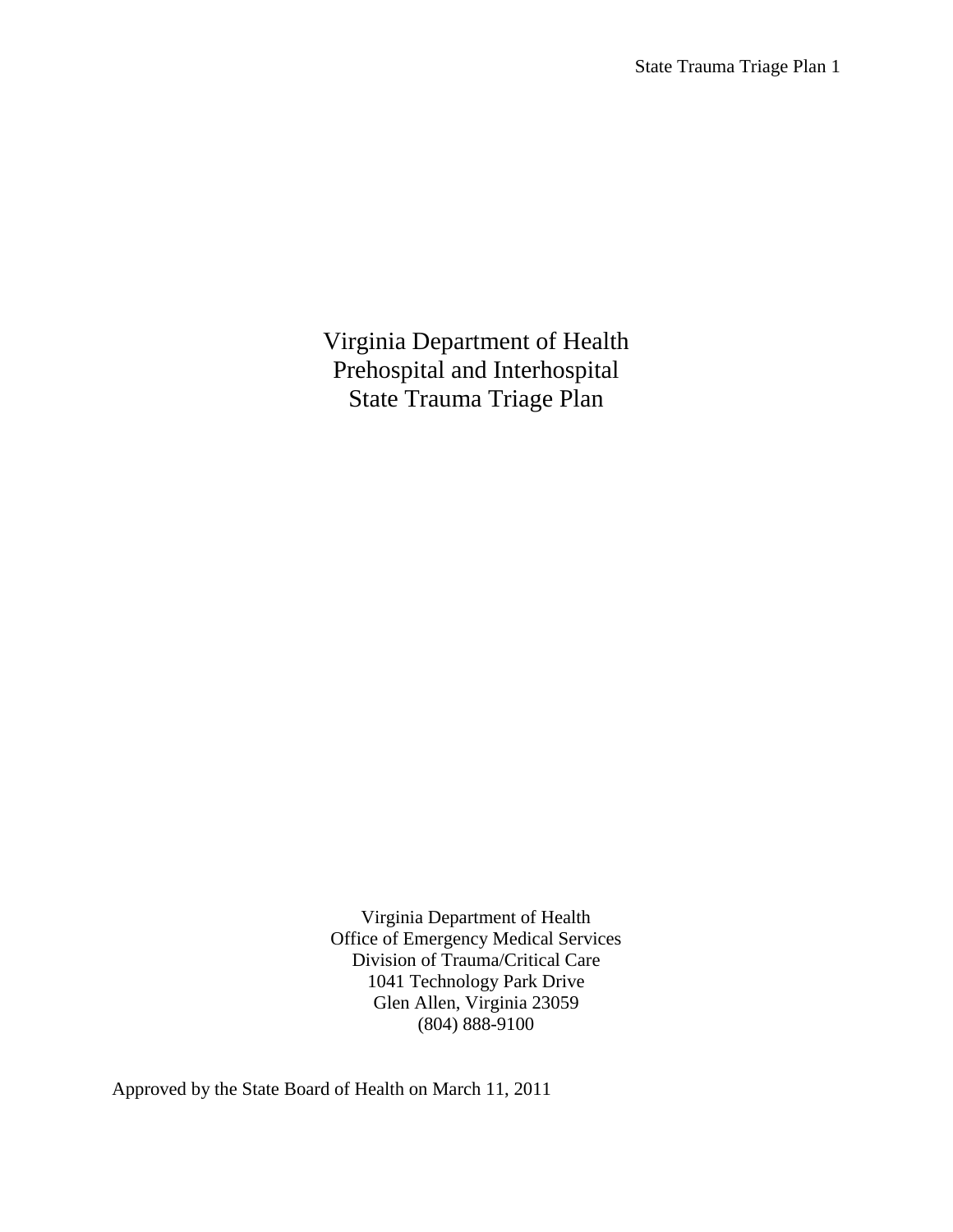# Virginia Department of Health
# Prehospital and Interhospital
# State Trauma Triage Plan

Virginia Department of Health
Office of Emergency Medical Services
Division of Trauma/Critical Care
1041 Technology Park Drive
Glen Allen, Virginia 23059
(804) 888-9100

Approved by the State Board of Health on March 11, 2011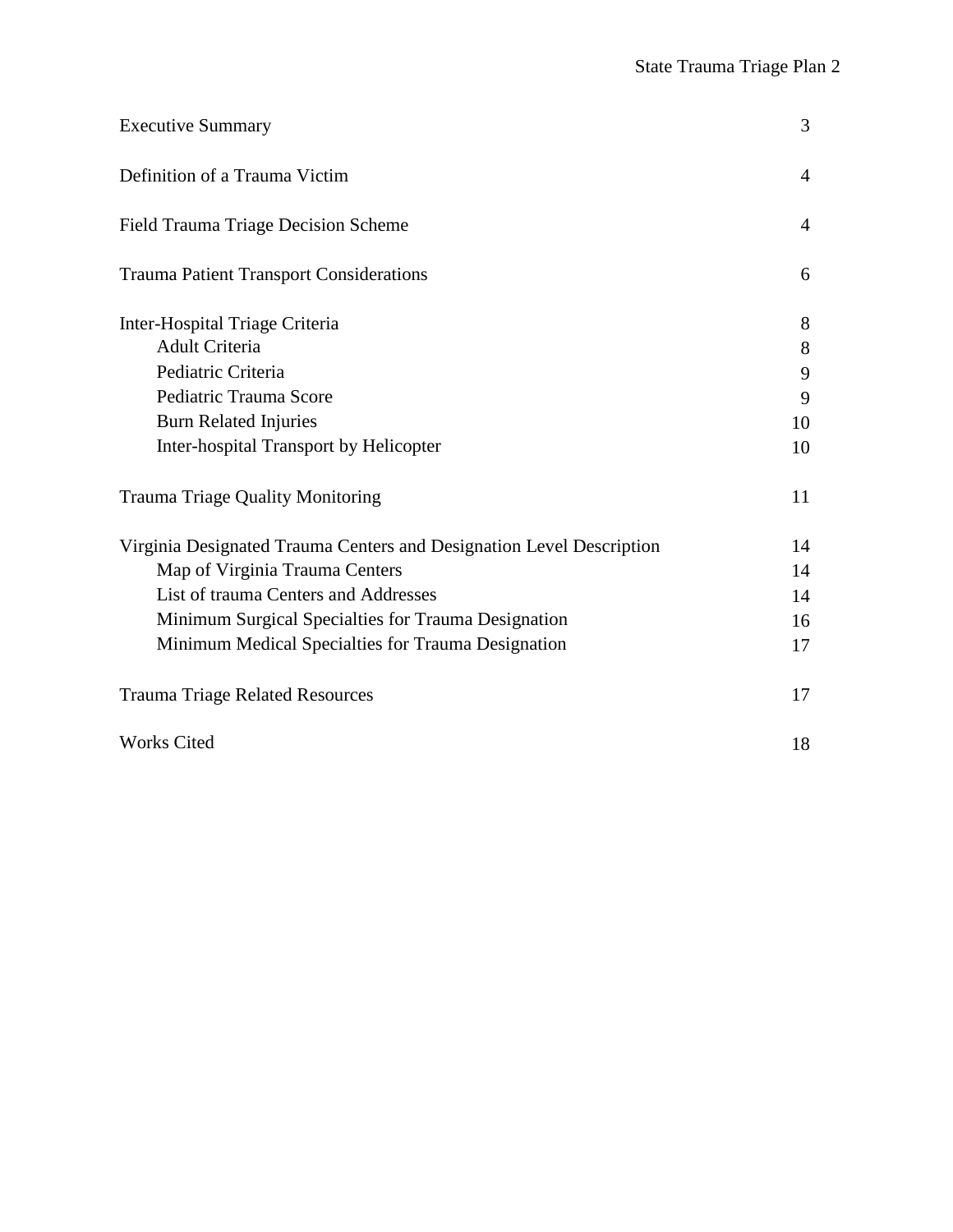| | |
|---|---|
| Executive Summary | 3 |
| Definition of a Trauma Victim | 4 |
| Field Trauma Triage Decision Scheme | 4 |
| Trauma Patient Transport Considerations | 6 |
| Inter-Hospital Triage Criteria | 8 |
| Adult Criteria | 8 |
| Pediatric Criteria | 9 |
| Pediatric Trauma Score | 9 |
| Burn Related Injuries | 10 |
| Inter-hospital Transport by Helicopter | 10 |
| Trauma Triage Quality Monitoring | 11 |
| Virginia Designated Trauma Centers and Designation Level Description | 14 |
| Map of Virginia Trauma Centers | 14 |
| List of trauma Centers and Addresses | 14 |
| Minimum Surgical Specialties for Trauma Designation | 16 |
| Minimum Medical Specialties for Trauma Designation | 17 |
| Trauma Triage Related Resources | 17 |
| Works Cited | 18 |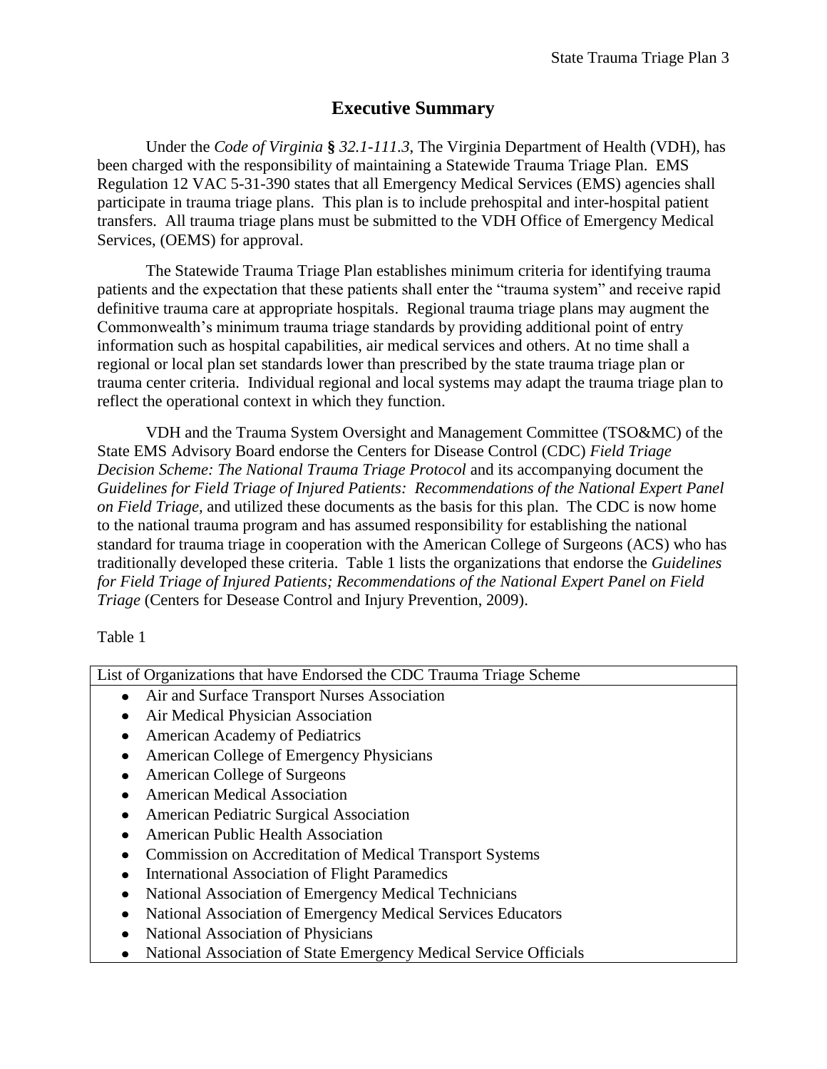## Executive Summary

Under the *Code of Virginia* **§** *32.1-111.3*, The Virginia Department of Health (VDH), has been charged with the responsibility of maintaining a Statewide Trauma Triage Plan. EMS Regulation 12 VAC 5-31-390 states that all Emergency Medical Services (EMS) agencies shall participate in trauma triage plans. This plan is to include prehospital and inter-hospital patient transfers. All trauma triage plans must be submitted to the VDH Office of Emergency Medical Services, (OEMS) for approval.

The Statewide Trauma Triage Plan establishes minimum criteria for identifying trauma patients and the expectation that these patients shall enter the "trauma system" and receive rapid definitive trauma care at appropriate hospitals. Regional trauma triage plans may augment the Commonwealth's minimum trauma triage standards by providing additional point of entry information such as hospital capabilities, air medical services and others. At no time shall a regional or local plan set standards lower than prescribed by the state trauma triage plan or trauma center criteria. Individual regional and local systems may adapt the trauma triage plan to reflect the operational context in which they function.

VDH and the Trauma System Oversight and Management Committee (TSO&MC) of the State EMS Advisory Board endorse the Centers for Disease Control (CDC) *Field Triage Decision Scheme: The National Trauma Triage Protocol* and its accompanying document the *Guidelines for Field Triage of Injured Patients: Recommendations of the National Expert Panel on Field Triage,* and utilized these documents as the basis for this plan. The CDC is now home to the national trauma program and has assumed responsibility for establishing the national standard for trauma triage in cooperation with the American College of Surgeons (ACS) who has traditionally developed these criteria. Table 1 lists the organizations that endorse the *Guidelines for Field Triage of Injured Patients; Recommendations of the National Expert Panel on Field Triage* (Centers for Desease Control and Injury Prevention, 2009).

Table 1

| List of Organizations that have Endorsed the CDC Trauma Triage Scheme |
|---|
| • Air and Surface Transport Nurses Association<br>• Air Medical Physician Association<br>• American Academy of Pediatrics<br>• American College of Emergency Physicians<br>• American College of Surgeons<br>• American Medical Association<br>• American Pediatric Surgical Association<br>• American Public Health Association<br>• Commission on Accreditation of Medical Transport Systems<br>• International Association of Flight Paramedics<br>• National Association of Emergency Medical Technicians<br>• National Association of Emergency Medical Services Educators<br>• National Association of Physicians<br>• National Association of State Emergency Medical Service Officials |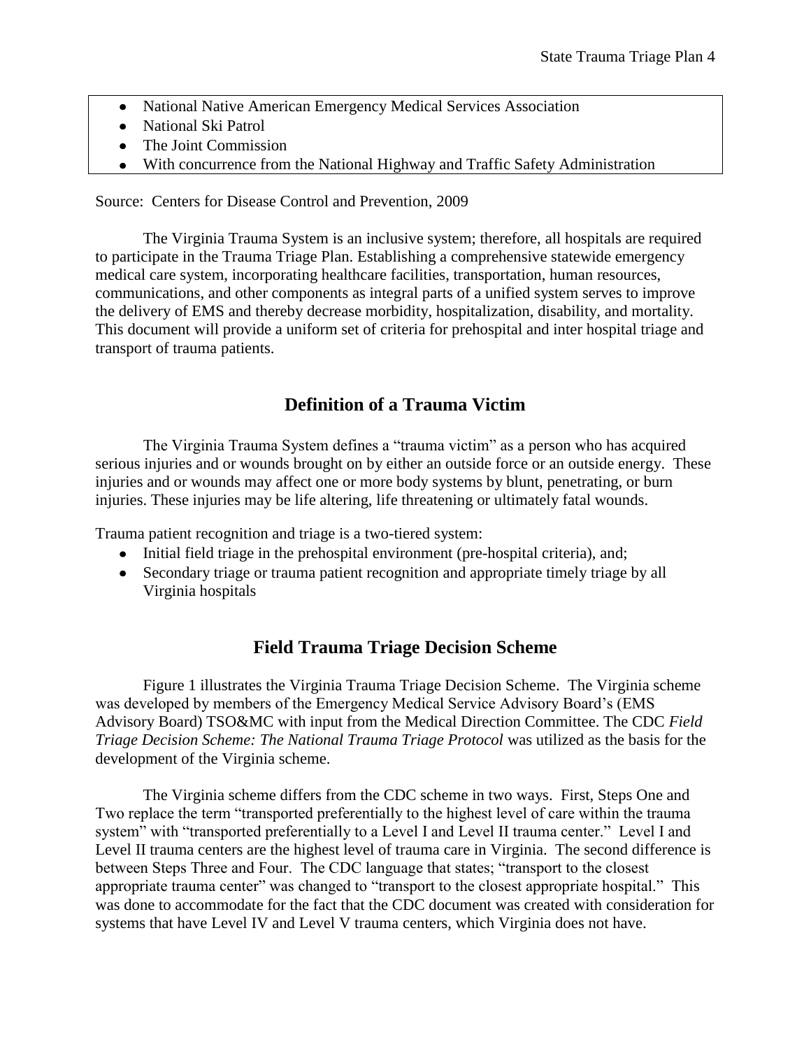- National Native American Emergency Medical Services Association
- National Ski Patrol
- The Joint Commission
- With concurrence from the National Highway and Traffic Safety Administration

Source: Centers for Disease Control and Prevention, 2009

The Virginia Trauma System is an inclusive system; therefore, all hospitals are required to participate in the Trauma Triage Plan. Establishing a comprehensive statewide emergency medical care system, incorporating healthcare facilities, transportation, human resources, communications, and other components as integral parts of a unified system serves to improve the delivery of EMS and thereby decrease morbidity, hospitalization, disability, and mortality. This document will provide a uniform set of criteria for prehospital and inter hospital triage and transport of trauma patients.

## Definition of a Trauma Victim

The Virginia Trauma System defines a "trauma victim" as a person who has acquired serious injuries and or wounds brought on by either an outside force or an outside energy. These injuries and or wounds may affect one or more body systems by blunt, penetrating, or burn injuries. These injuries may be life altering, life threatening or ultimately fatal wounds.

Trauma patient recognition and triage is a two-tiered system:

- Initial field triage in the prehospital environment (pre-hospital criteria), and;
- Secondary triage or trauma patient recognition and appropriate timely triage by all Virginia hospitals

## Field Trauma Triage Decision Scheme

Figure 1 illustrates the Virginia Trauma Triage Decision Scheme. The Virginia scheme was developed by members of the Emergency Medical Service Advisory Board's (EMS Advisory Board) TSO&MC with input from the Medical Direction Committee. The CDC *Field Triage Decision Scheme: The National Trauma Triage Protocol* was utilized as the basis for the development of the Virginia scheme.

The Virginia scheme differs from the CDC scheme in two ways. First, Steps One and Two replace the term "transported preferentially to the highest level of care within the trauma system" with "transported preferentially to a Level I and Level II trauma center." Level I and Level II trauma centers are the highest level of trauma care in Virginia. The second difference is between Steps Three and Four. The CDC language that states; "transport to the closest appropriate trauma center" was changed to "transport to the closest appropriate hospital." This was done to accommodate for the fact that the CDC document was created with consideration for systems that have Level IV and Level V trauma centers, which Virginia does not have.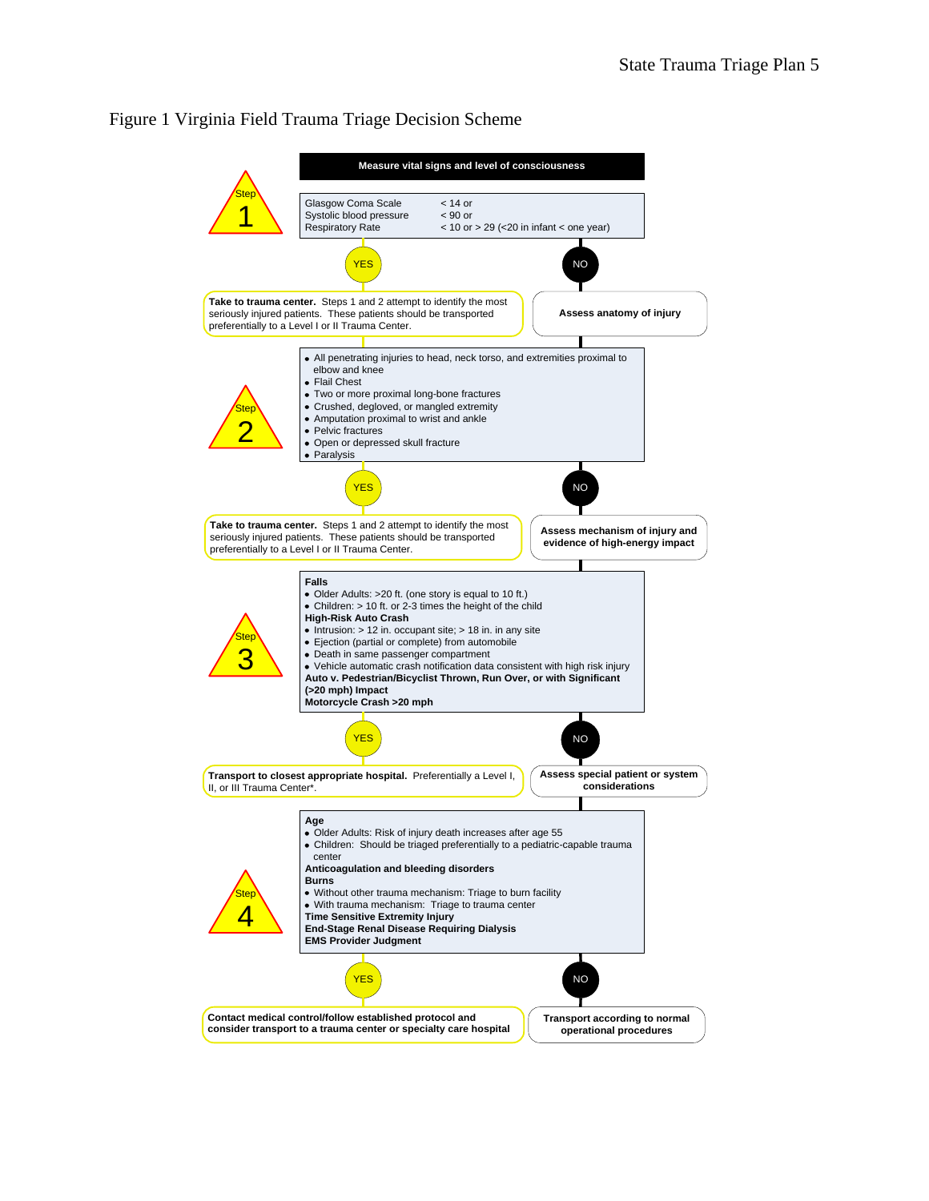# Figure 1 Virginia Field Trauma Triage Decision Scheme

**Measure vital signs and level of consciousness**

**Step 1**

| | |
|---|---|
| Glasgow Coma Scale | < 14 or |
| Systolic blood pressure | < 90 or |
| Respiratory Rate | < 10 or > 29 (<20 in infant < one year) |

YES → **Take to trauma center.** Steps 1 and 2 attempt to identify the most seriously injured patients. These patients should be transported preferentially to a Level I or II Trauma Center.

NO → **Assess anatomy of injury**

**Step 2**

- All penetrating injuries to head, neck torso, and extremities proximal to elbow and knee
- Flail Chest
- Two or more proximal long-bone fractures
- Crushed, degloved, or mangled extremity
- Amputation proximal to wrist and ankle
- Pelvic fractures
- Open or depressed skull fracture
- Paralysis

YES → **Take to trauma center.** Steps 1 and 2 attempt to identify the most seriously injured patients. These patients should be transported preferentially to a Level I or II Trauma Center.

NO → **Assess mechanism of injury and evidence of high-energy impact**

**Step 3**

**Falls**
- Older Adults: >20 ft. (one story is equal to 10 ft.)
- Children: > 10 ft. or 2-3 times the height of the child

**High-Risk Auto Crash**
- Intrusion: > 12 in. occupant site; > 18 in. in any site
- Ejection (partial or complete) from automobile
- Death in same passenger compartment
- Vehicle automatic crash notification data consistent with high risk injury

**Auto v. Pedestrian/Bicyclist Thrown, Run Over, or with Significant (>20 mph) Impact**

**Motorcycle Crash >20 mph**

YES → **Transport to closest appropriate hospital.** Preferentially a Level I, II, or III Trauma Center*.

NO → **Assess special patient or system considerations**

**Step 4**

**Age**
- Older Adults: Risk of injury death increases after age 55
- Children: Should be triaged preferentially to a pediatric-capable trauma center

**Anticoagulation and bleeding disorders**

**Burns**
- Without other trauma mechanism: Triage to burn facility
- With trauma mechanism: Triage to trauma center

**Time Sensitive Extremity Injury**

**End-Stage Renal Disease Requiring Dialysis**

**EMS Provider Judgment**

YES → **Contact medical control/follow established protocol and consider transport to a trauma center or specialty care hospital**

NO → **Transport according to normal operational procedures**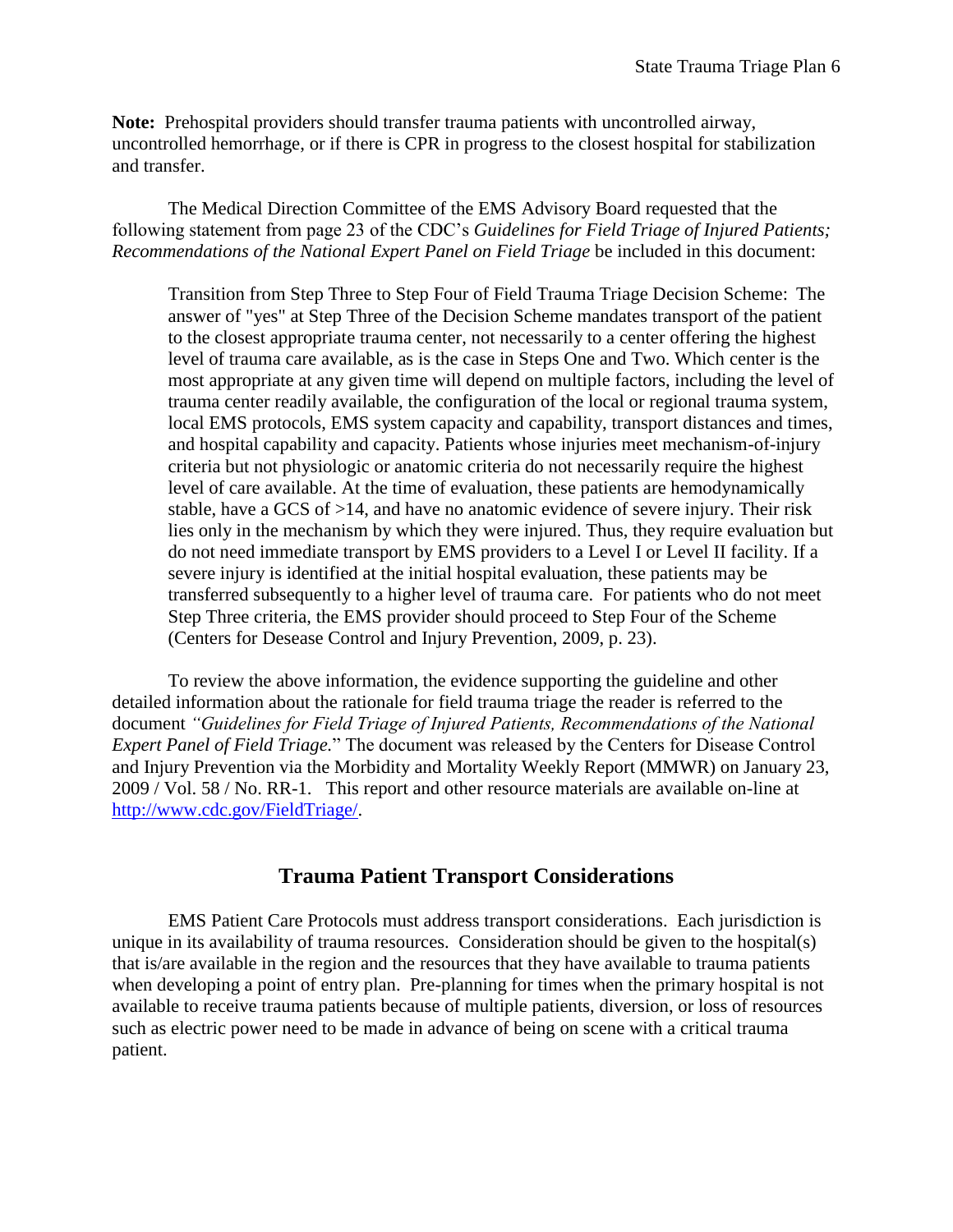**Note:** Prehospital providers should transfer trauma patients with uncontrolled airway, uncontrolled hemorrhage, or if there is CPR in progress to the closest hospital for stabilization and transfer.

The Medical Direction Committee of the EMS Advisory Board requested that the following statement from page 23 of the CDC's *Guidelines for Field Triage of Injured Patients; Recommendations of the National Expert Panel on Field Triage* be included in this document:

> Transition from Step Three to Step Four of Field Trauma Triage Decision Scheme: The answer of "yes" at Step Three of the Decision Scheme mandates transport of the patient to the closest appropriate trauma center, not necessarily to a center offering the highest level of trauma care available, as is the case in Steps One and Two. Which center is the most appropriate at any given time will depend on multiple factors, including the level of trauma center readily available, the configuration of the local or regional trauma system, local EMS protocols, EMS system capacity and capability, transport distances and times, and hospital capability and capacity. Patients whose injuries meet mechanism-of-injury criteria but not physiologic or anatomic criteria do not necessarily require the highest level of care available. At the time of evaluation, these patients are hemodynamically stable, have a GCS of >14, and have no anatomic evidence of severe injury. Their risk lies only in the mechanism by which they were injured. Thus, they require evaluation but do not need immediate transport by EMS providers to a Level I or Level II facility. If a severe injury is identified at the initial hospital evaluation, these patients may be transferred subsequently to a higher level of trauma care. For patients who do not meet Step Three criteria, the EMS provider should proceed to Step Four of the Scheme (Centers for Desease Control and Injury Prevention, 2009, p. 23).

To review the above information, the evidence supporting the guideline and other detailed information about the rationale for field trauma triage the reader is referred to the document *"Guidelines for Field Triage of Injured Patients, Recommendations of the National Expert Panel of Field Triage.*" The document was released by the Centers for Disease Control and Injury Prevention via the Morbidity and Mortality Weekly Report (MMWR) on January 23, 2009 / Vol. 58 / No. RR-1. This report and other resource materials are available on-line at [http://www.cdc.gov/FieldTriage/](http://www.cdc.gov/FieldTriage/).

## Trauma Patient Transport Considerations

EMS Patient Care Protocols must address transport considerations. Each jurisdiction is unique in its availability of trauma resources. Consideration should be given to the hospital(s) that is/are available in the region and the resources that they have available to trauma patients when developing a point of entry plan. Pre-planning for times when the primary hospital is not available to receive trauma patients because of multiple patients, diversion, or loss of resources such as electric power need to be made in advance of being on scene with a critical trauma patient.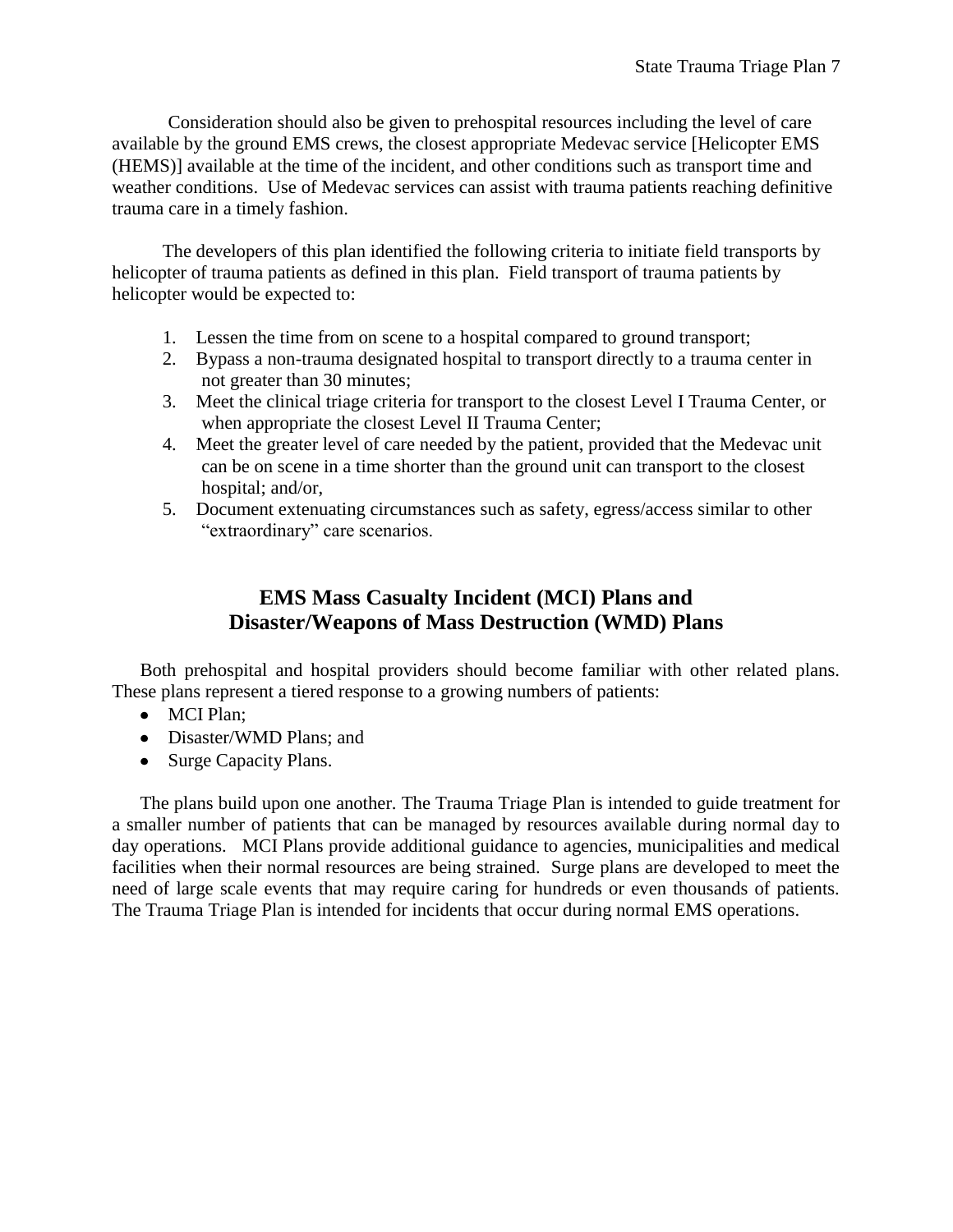Consideration should also be given to prehospital resources including the level of care available by the ground EMS crews, the closest appropriate Medevac service [Helicopter EMS (HEMS)] available at the time of the incident, and other conditions such as transport time and weather conditions. Use of Medevac services can assist with trauma patients reaching definitive trauma care in a timely fashion.

The developers of this plan identified the following criteria to initiate field transports by helicopter of trauma patients as defined in this plan. Field transport of trauma patients by helicopter would be expected to:

1. Lessen the time from on scene to a hospital compared to ground transport;
2. Bypass a non-trauma designated hospital to transport directly to a trauma center in not greater than 30 minutes;
3. Meet the clinical triage criteria for transport to the closest Level I Trauma Center, or when appropriate the closest Level II Trauma Center;
4. Meet the greater level of care needed by the patient, provided that the Medevac unit can be on scene in a time shorter than the ground unit can transport to the closest hospital; and/or,
5. Document extenuating circumstances such as safety, egress/access similar to other "extraordinary" care scenarios.

## EMS Mass Casualty Incident (MCI) Plans and Disaster/Weapons of Mass Destruction (WMD) Plans

Both prehospital and hospital providers should become familiar with other related plans. These plans represent a tiered response to a growing numbers of patients:

- MCI Plan;
- Disaster/WMD Plans; and
- Surge Capacity Plans.

The plans build upon one another. The Trauma Triage Plan is intended to guide treatment for a smaller number of patients that can be managed by resources available during normal day to day operations. MCI Plans provide additional guidance to agencies, municipalities and medical facilities when their normal resources are being strained. Surge plans are developed to meet the need of large scale events that may require caring for hundreds or even thousands of patients. The Trauma Triage Plan is intended for incidents that occur during normal EMS operations.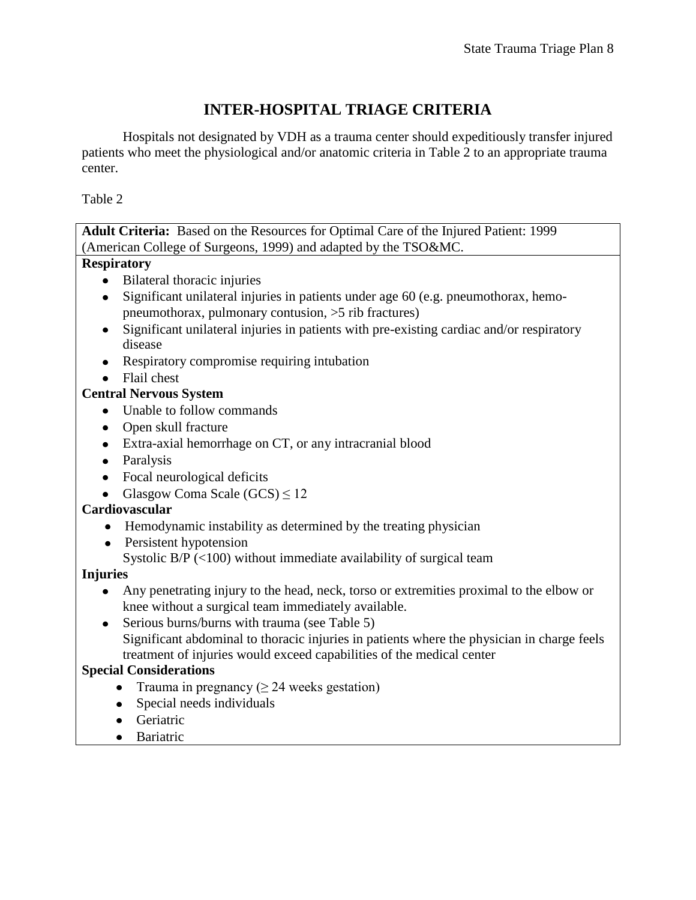# INTER-HOSPITAL TRIAGE CRITERIA

Hospitals not designated by VDH as a trauma center should expeditiously transfer injured patients who meet the physiological and/or anatomic criteria in Table 2 to an appropriate trauma center.

Table 2

**Adult Criteria:** Based on the Resources for Optimal Care of the Injured Patient: 1999 (American College of Surgeons, 1999) and adapted by the TSO&MC.

**Respiratory**

- Bilateral thoracic injuries
- Significant unilateral injuries in patients under age 60 (e.g. pneumothorax, hemo-pneumothorax, pulmonary contusion, >5 rib fractures)
- Significant unilateral injuries in patients with pre-existing cardiac and/or respiratory disease
- Respiratory compromise requiring intubation
- Flail chest

**Central Nervous System**

- Unable to follow commands
- Open skull fracture
- Extra-axial hemorrhage on CT, or any intracranial blood
- Paralysis
- Focal neurological deficits
- Glasgow Coma Scale (GCS) ≤ 12

**Cardiovascular**

- Hemodynamic instability as determined by the treating physician
- Persistent hypotension
  Systolic B/P (<100) without immediate availability of surgical team

**Injuries**

- Any penetrating injury to the head, neck, torso or extremities proximal to the elbow or knee without a surgical team immediately available.
- Serious burns/burns with trauma (see Table 5)
  Significant abdominal to thoracic injuries in patients where the physician in charge feels treatment of injuries would exceed capabilities of the medical center

**Special Considerations**

- Trauma in pregnancy (≥ 24 weeks gestation)
- Special needs individuals
- Geriatric
- Bariatric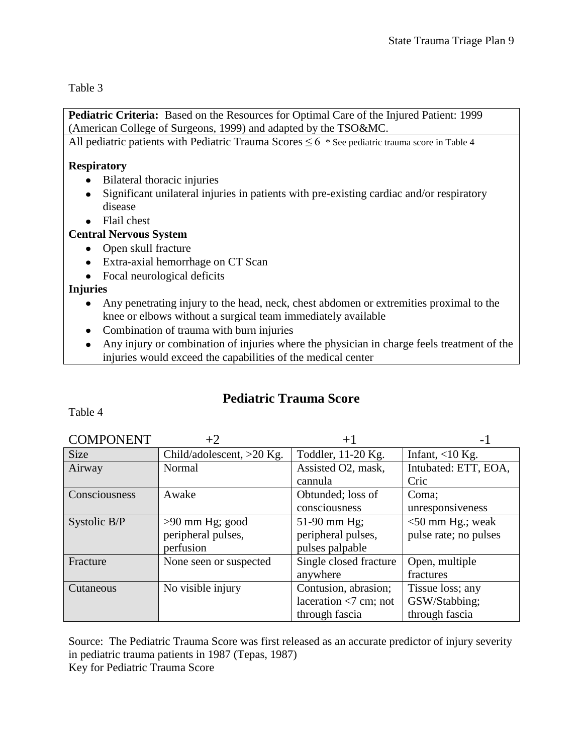Table 3

| **Pediatric Criteria:** Based on the Resources for Optimal Care of the Injured Patient: 1999 (American College of Surgeons, 1999) and adapted by the TSO&MC. |
|---|
| All pediatric patients with Pediatric Trauma Scores ≤ 6 * See pediatric trauma score in Table 4<br><br>**Respiratory**<br>• Bilateral thoracic injuries<br>• Significant unilateral injuries in patients with pre-existing cardiac and/or respiratory disease<br>• Flail chest<br>**Central Nervous System**<br>• Open skull fracture<br>• Extra-axial hemorrhage on CT Scan<br>• Focal neurological deficits<br>**Injuries**<br>• Any penetrating injury to the head, neck, chest abdomen or extremities proximal to the knee or elbows without a surgical team immediately available<br>• Combination of trauma with burn injuries<br>• Any injury or combination of injuries where the physician in charge feels treatment of the injuries would exceed the capabilities of the medical center |

## Pediatric Trauma Score

Table 4

| COMPONENT | +2 | +1 | -1 |
|---|---|---|---|
| Size | Child/adolescent, >20 Kg. | Toddler, 11-20 Kg. | Infant, <10 Kg. |
| Airway | Normal | Assisted O2, mask, cannula | Intubated: ETT, EOA, Cric |
| Consciousness | Awake | Obtunded; loss of consciousness | Coma; unresponsiveness |
| Systolic B/P | >90 mm Hg; good peripheral pulses, perfusion | 51-90 mm Hg; peripheral pulses, pulses palpable | <50 mm Hg.; weak pulse rate; no pulses |
| Fracture | None seen or suspected | Single closed fracture anywhere | Open, multiple fractures |
| Cutaneous | No visible injury | Contusion, abrasion; laceration <7 cm; not through fascia | Tissue loss; any GSW/Stabbing; through fascia |

Source: The Pediatric Trauma Score was first released as an accurate predictor of injury severity in pediatric trauma patients in 1987 (Tepas, 1987)
Key for Pediatric Trauma Score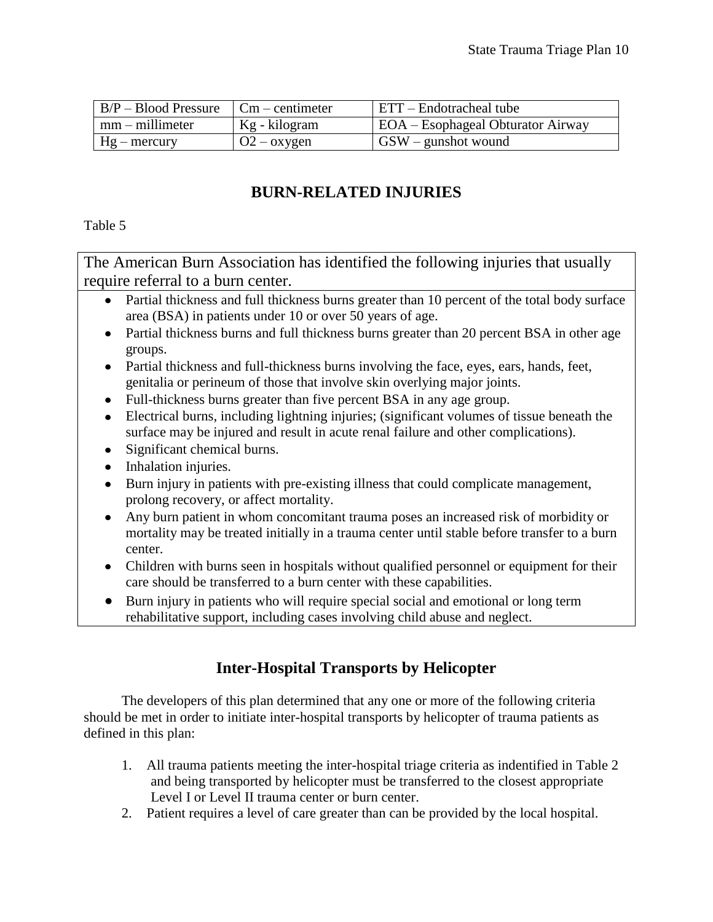| B/P – Blood Pressure | Cm – centimeter | ETT – Endotracheal tube |
|---|---|---|
| mm – millimeter | Kg - kilogram | EOA – Esophageal Obturator Airway |
| Hg – mercury | O2 – oxygen | GSW – gunshot wound |

## BURN-RELATED INJURIES

Table 5

The American Burn Association has identified the following injuries that usually require referral to a burn center.

- Partial thickness and full thickness burns greater than 10 percent of the total body surface area (BSA) in patients under 10 or over 50 years of age.
- Partial thickness burns and full thickness burns greater than 20 percent BSA in other age groups.
- Partial thickness and full-thickness burns involving the face, eyes, ears, hands, feet, genitalia or perineum of those that involve skin overlying major joints.
- Full-thickness burns greater than five percent BSA in any age group.
- Electrical burns, including lightning injuries; (significant volumes of tissue beneath the surface may be injured and result in acute renal failure and other complications).
- Significant chemical burns.
- Inhalation injuries.
- Burn injury in patients with pre-existing illness that could complicate management, prolong recovery, or affect mortality.
- Any burn patient in whom concomitant trauma poses an increased risk of morbidity or mortality may be treated initially in a trauma center until stable before transfer to a burn center.
- Children with burns seen in hospitals without qualified personnel or equipment for their care should be transferred to a burn center with these capabilities.
- Burn injury in patients who will require special social and emotional or long term rehabilitative support, including cases involving child abuse and neglect.

## Inter-Hospital Transports by Helicopter

The developers of this plan determined that any one or more of the following criteria should be met in order to initiate inter-hospital transports by helicopter of trauma patients as defined in this plan:

1. All trauma patients meeting the inter-hospital triage criteria as indentified in Table 2 and being transported by helicopter must be transferred to the closest appropriate Level I or Level II trauma center or burn center.
2. Patient requires a level of care greater than can be provided by the local hospital.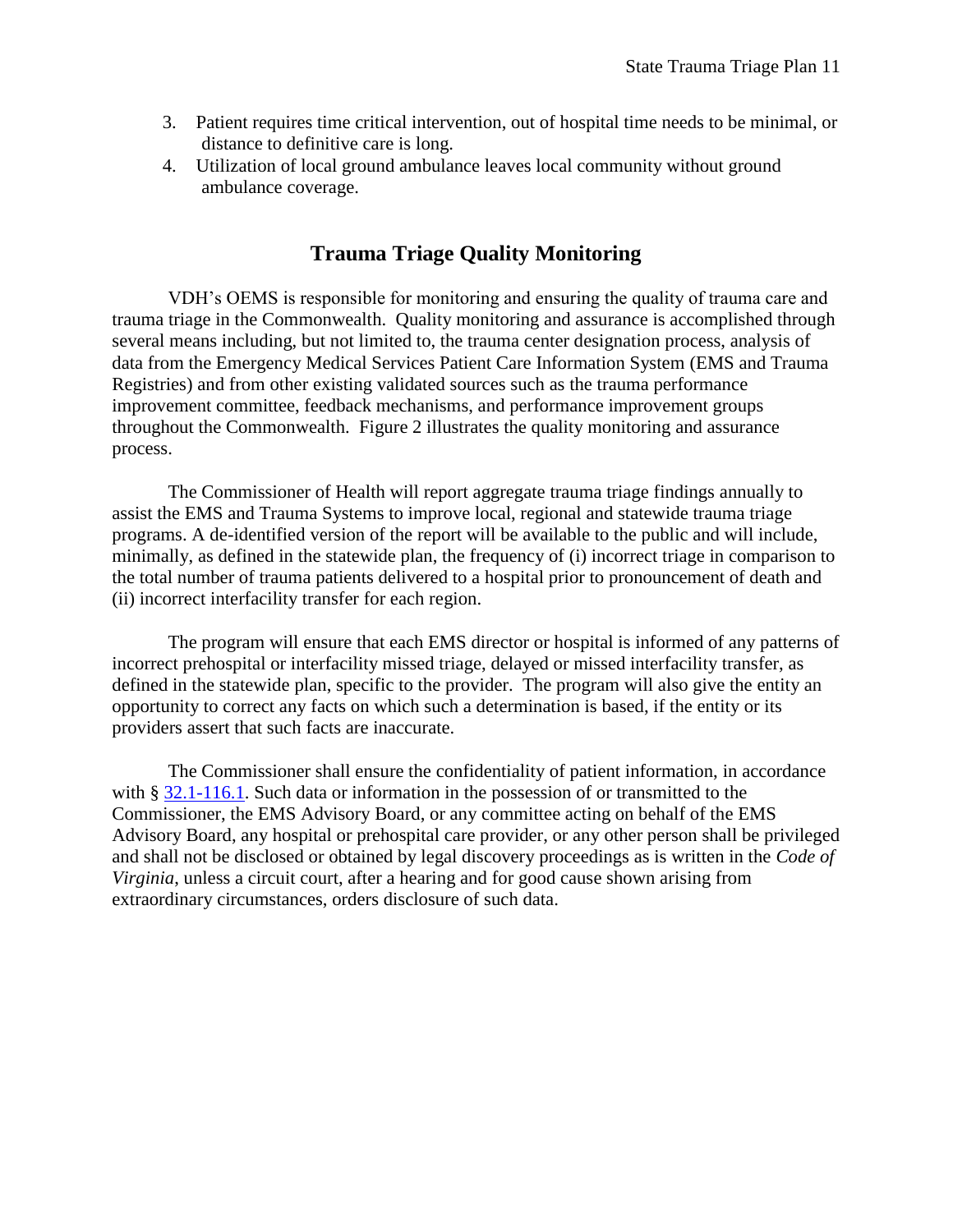3. Patient requires time critical intervention, out of hospital time needs to be minimal, or distance to definitive care is long.
4. Utilization of local ground ambulance leaves local community without ground ambulance coverage.

## Trauma Triage Quality Monitoring

VDH's OEMS is responsible for monitoring and ensuring the quality of trauma care and trauma triage in the Commonwealth. Quality monitoring and assurance is accomplished through several means including, but not limited to, the trauma center designation process, analysis of data from the Emergency Medical Services Patient Care Information System (EMS and Trauma Registries) and from other existing validated sources such as the trauma performance improvement committee, feedback mechanisms, and performance improvement groups throughout the Commonwealth. Figure 2 illustrates the quality monitoring and assurance process.

The Commissioner of Health will report aggregate trauma triage findings annually to assist the EMS and Trauma Systems to improve local, regional and statewide trauma triage programs. A de-identified version of the report will be available to the public and will include, minimally, as defined in the statewide plan, the frequency of (i) incorrect triage in comparison to the total number of trauma patients delivered to a hospital prior to pronouncement of death and (ii) incorrect interfacility transfer for each region.

The program will ensure that each EMS director or hospital is informed of any patterns of incorrect prehospital or interfacility missed triage, delayed or missed interfacility transfer, as defined in the statewide plan, specific to the provider. The program will also give the entity an opportunity to correct any facts on which such a determination is based, if the entity or its providers assert that such facts are inaccurate.

The Commissioner shall ensure the confidentiality of patient information, in accordance with § 32.1-116.1. Such data or information in the possession of or transmitted to the Commissioner, the EMS Advisory Board, or any committee acting on behalf of the EMS Advisory Board, any hospital or prehospital care provider, or any other person shall be privileged and shall not be disclosed or obtained by legal discovery proceedings as is written in the *Code of Virginia*, unless a circuit court, after a hearing and for good cause shown arising from extraordinary circumstances, orders disclosure of such data.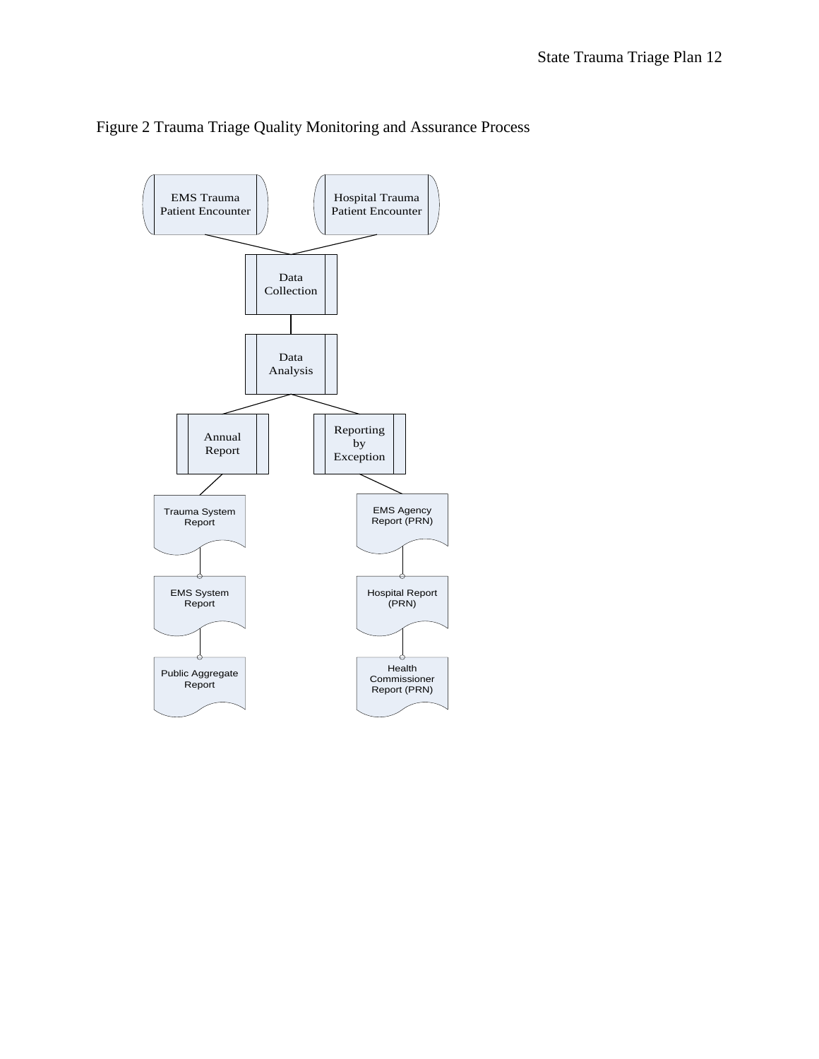Figure 2 Trauma Triage Quality Monitoring and Assurance Process

EMS Trauma Patient Encounter

Hospital Trauma Patient Encounter

Data Collection

Data Analysis

Annual Report

Reporting by Exception

Trauma System Report

EMS System Report

Public Aggregate Report

EMS Agency Report (PRN)

Hospital Report (PRN)

Health Commissioner Report (PRN)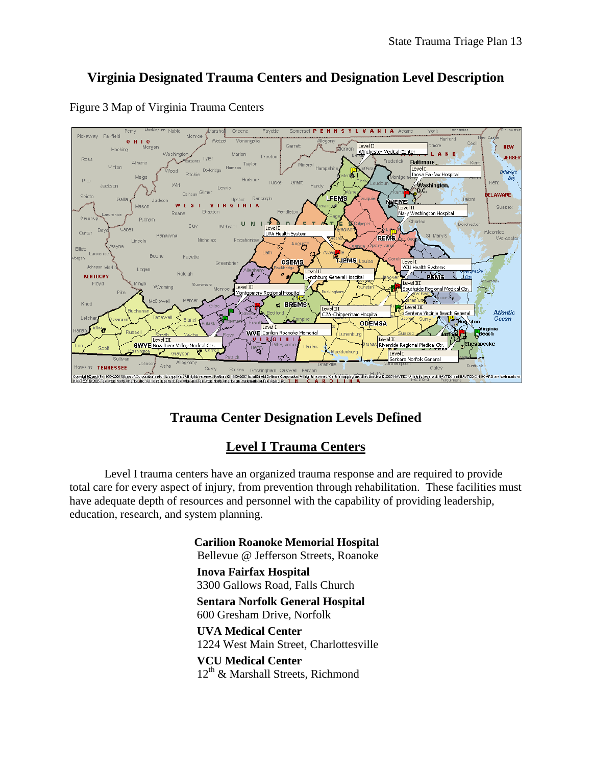# Virginia Designated Trauma Centers and Designation Level Description

Figure 3 Map of Virginia Trauma Centers

## Trauma Center Designation Levels Defined

### Level I Trauma Centers

Level I trauma centers have an organized trauma response and are required to provide total care for every aspect of injury, from prevention through rehabilitation. These facilities must have adequate depth of resources and personnel with the capability of providing leadership, education, research, and system planning.

**Carilion Roanoke Memorial Hospital**
Bellevue @ Jefferson Streets, Roanoke

**Inova Fairfax Hospital**
3300 Gallows Road, Falls Church

**Sentara Norfolk General Hospital**
600 Gresham Drive, Norfolk

**UVA Medical Center**
1224 West Main Street, Charlottesville

**VCU Medical Center**
$12^{th}$ & Marshall Streets, Richmond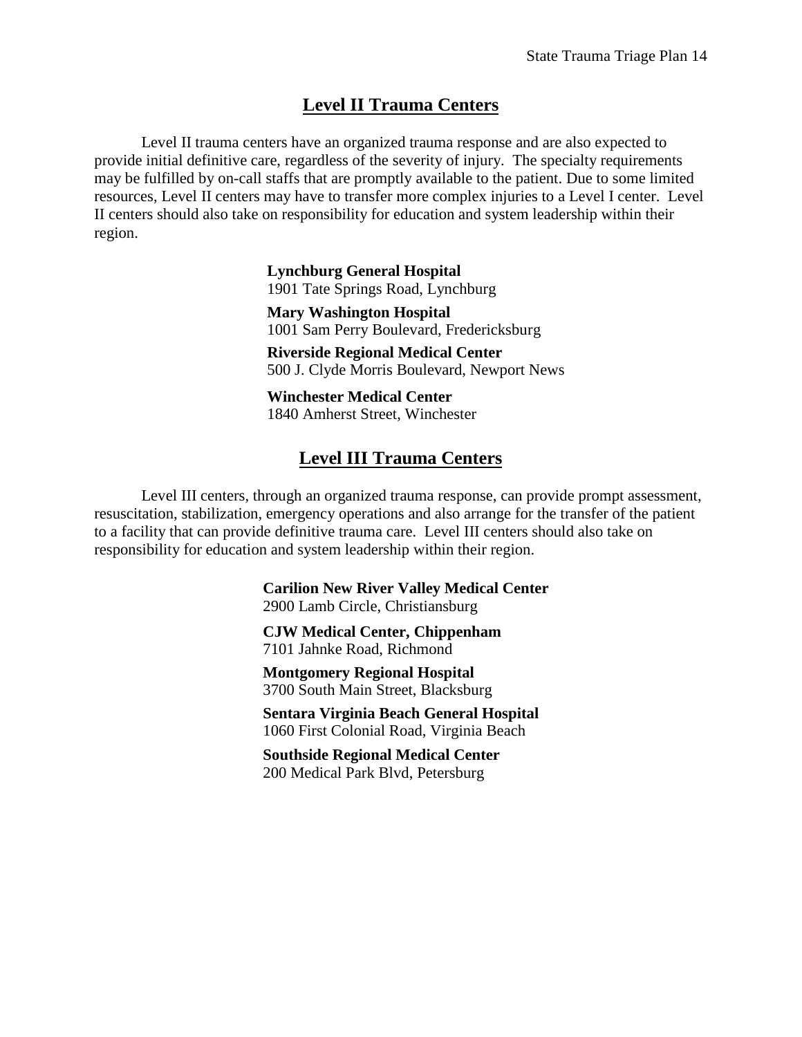## Level II Trauma Centers

Level II trauma centers have an organized trauma response and are also expected to provide initial definitive care, regardless of the severity of injury. The specialty requirements may be fulfilled by on-call staffs that are promptly available to the patient. Due to some limited resources, Level II centers may have to transfer more complex injuries to a Level I center. Level II centers should also take on responsibility for education and system leadership within their region.

**Lynchburg General Hospital**
1901 Tate Springs Road, Lynchburg

**Mary Washington Hospital**
1001 Sam Perry Boulevard, Fredericksburg

**Riverside Regional Medical Center**
500 J. Clyde Morris Boulevard, Newport News

**Winchester Medical Center**
1840 Amherst Street, Winchester

## Level III Trauma Centers

Level III centers, through an organized trauma response, can provide prompt assessment, resuscitation, stabilization, emergency operations and also arrange for the transfer of the patient to a facility that can provide definitive trauma care. Level III centers should also take on responsibility for education and system leadership within their region.

**Carilion New River Valley Medical Center**
2900 Lamb Circle, Christiansburg

**CJW Medical Center, Chippenham**
7101 Jahnke Road, Richmond

**Montgomery Regional Hospital**
3700 South Main Street, Blacksburg

**Sentara Virginia Beach General Hospital**
1060 First Colonial Road, Virginia Beach

**Southside Regional Medical Center**
200 Medical Park Blvd, Petersburg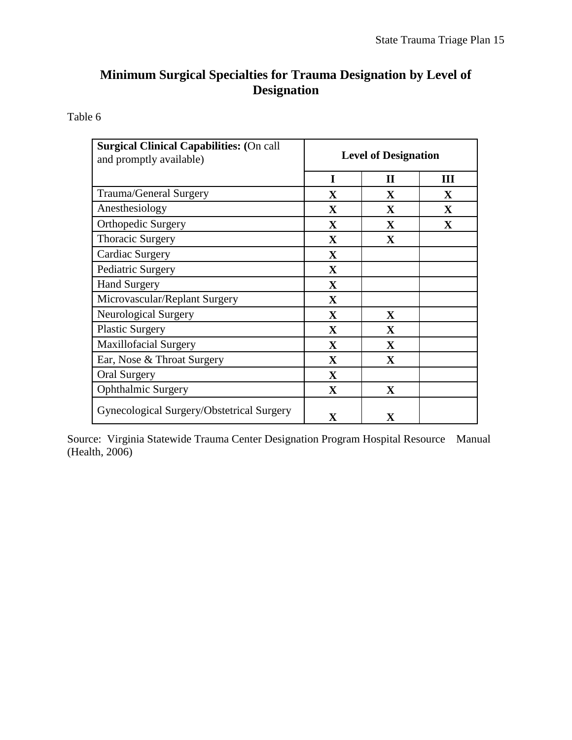## Minimum Surgical Specialties for Trauma Designation by Level of Designation

Table 6

| **Surgical Clinical Capabilities: (**On call and promptly available) | **Level of Designation** | | |
|---|---|---|---|
| | **I** | **II** | **III** |
| Trauma/General Surgery | **X** | **X** | **X** |
| Anesthesiology | **X** | **X** | **X** |
| Orthopedic Surgery | **X** | **X** | **X** |
| Thoracic Surgery | **X** | **X** | |
| Cardiac Surgery | **X** | | |
| Pediatric Surgery | **X** | | |
| Hand Surgery | **X** | | |
| Microvascular/Replant Surgery | **X** | | |
| Neurological Surgery | **X** | **X** | |
| Plastic Surgery | **X** | **X** | |
| Maxillofacial Surgery | **X** | **X** | |
| Ear, Nose & Throat Surgery | **X** | **X** | |
| Oral Surgery | **X** | | |
| Ophthalmic Surgery | **X** | **X** | |
| Gynecological Surgery/Obstetrical Surgery | **X** | **X** | |

Source: Virginia Statewide Trauma Center Designation Program Hospital Resource Manual (Health, 2006)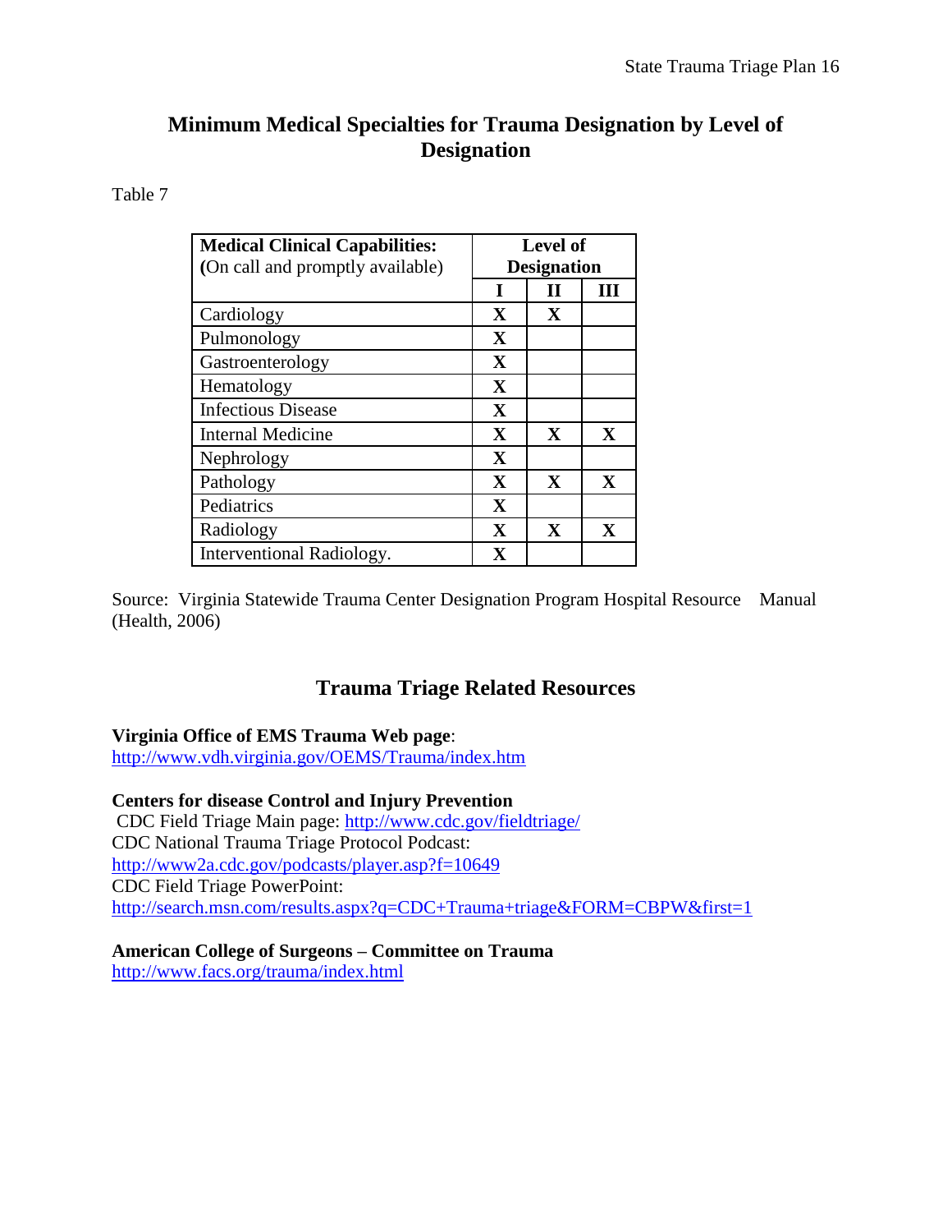## Minimum Medical Specialties for Trauma Designation by Level of Designation

Table 7

| **Medical Clinical Capabilities:** (On call and promptly available) | **Level of Designation** | | |
|---|---|---|---|
| | **I** | **II** | **III** |
| Cardiology | **X** | **X** | |
| Pulmonology | **X** | | |
| Gastroenterology | **X** | | |
| Hematology | **X** | | |
| Infectious Disease | **X** | | |
| Internal Medicine | **X** | **X** | **X** |
| Nephrology | **X** | | |
| Pathology | **X** | **X** | **X** |
| Pediatrics | **X** | | |
| Radiology | **X** | **X** | **X** |
| Interventional Radiology. | **X** | | |

Source: Virginia Statewide Trauma Center Designation Program Hospital Resource Manual (Health, 2006)

## Trauma Triage Related Resources

**Virginia Office of EMS Trauma Web page**:
http://www.vdh.virginia.gov/OEMS/Trauma/index.htm

**Centers for disease Control and Injury Prevention**
CDC Field Triage Main page: http://www.cdc.gov/fieldtriage/
CDC National Trauma Triage Protocol Podcast:
http://www2a.cdc.gov/podcasts/player.asp?f=10649
CDC Field Triage PowerPoint:
http://search.msn.com/results.aspx?q=CDC+Trauma+triage&FORM=CBPW&first=1

**American College of Surgeons – Committee on Trauma**
http://www.facs.org/trauma/index.html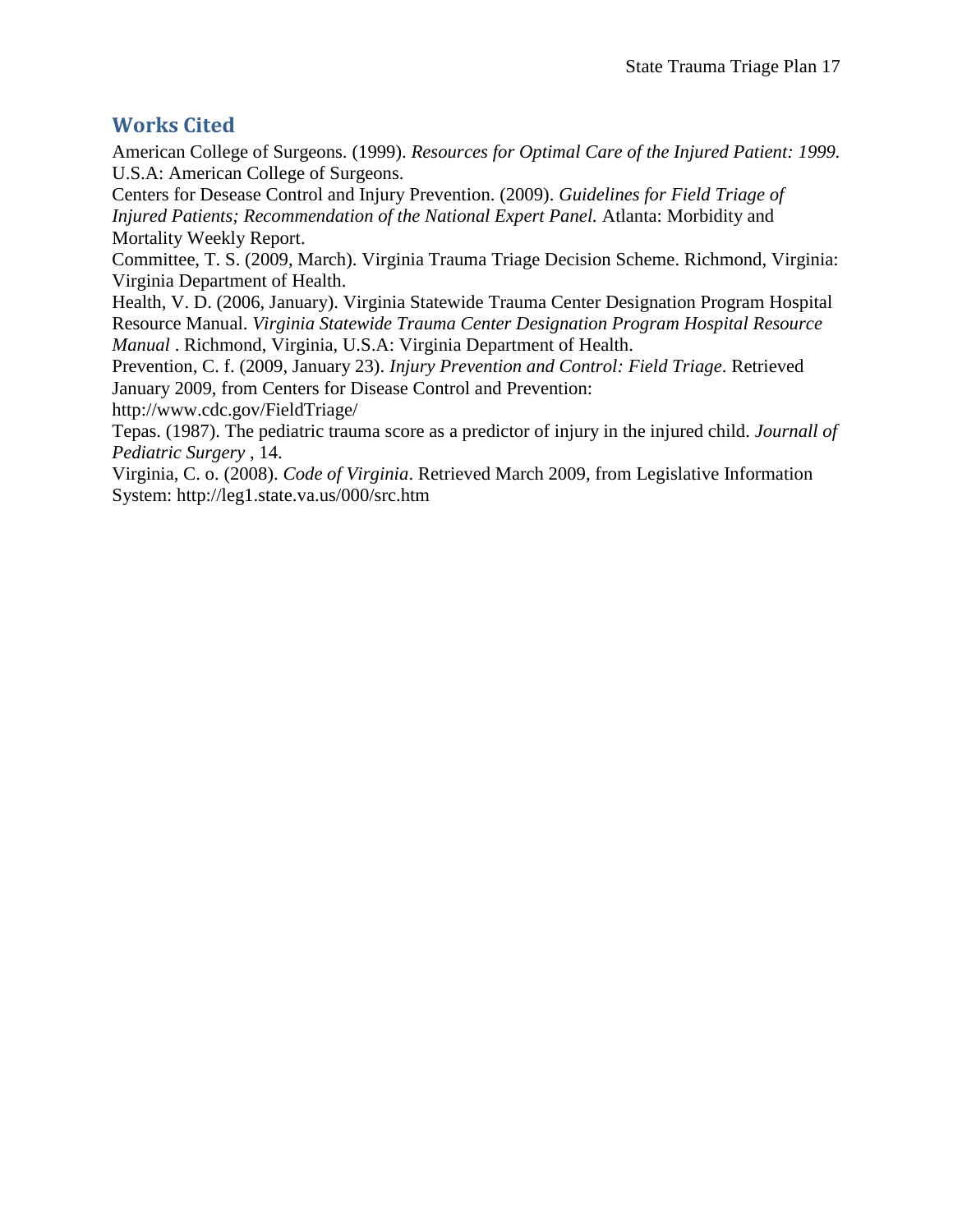## Works Cited

American College of Surgeons. (1999). *Resources for Optimal Care of the Injured Patient: 1999.* U.S.A: American College of Surgeons.

Centers for Desease Control and Injury Prevention. (2009). *Guidelines for Field Triage of Injured Patients; Recommendation of the National Expert Panel.* Atlanta: Morbidity and Mortality Weekly Report.

Committee, T. S. (2009, March). Virginia Trauma Triage Decision Scheme. Richmond, Virginia: Virginia Department of Health.

Health, V. D. (2006, January). Virginia Statewide Trauma Center Designation Program Hospital Resource Manual. *Virginia Statewide Trauma Center Designation Program Hospital Resource Manual* . Richmond, Virginia, U.S.A: Virginia Department of Health.

Prevention, C. f. (2009, January 23). *Injury Prevention and Control: Field Triage*. Retrieved January 2009, from Centers for Disease Control and Prevention: http://www.cdc.gov/FieldTriage/

Tepas. (1987). The pediatric trauma score as a predictor of injury in the injured child. *Journall of Pediatric Surgery* , 14.

Virginia, C. o. (2008). *Code of Virginia*. Retrieved March 2009, from Legislative Information System: http://leg1.state.va.us/000/src.htm